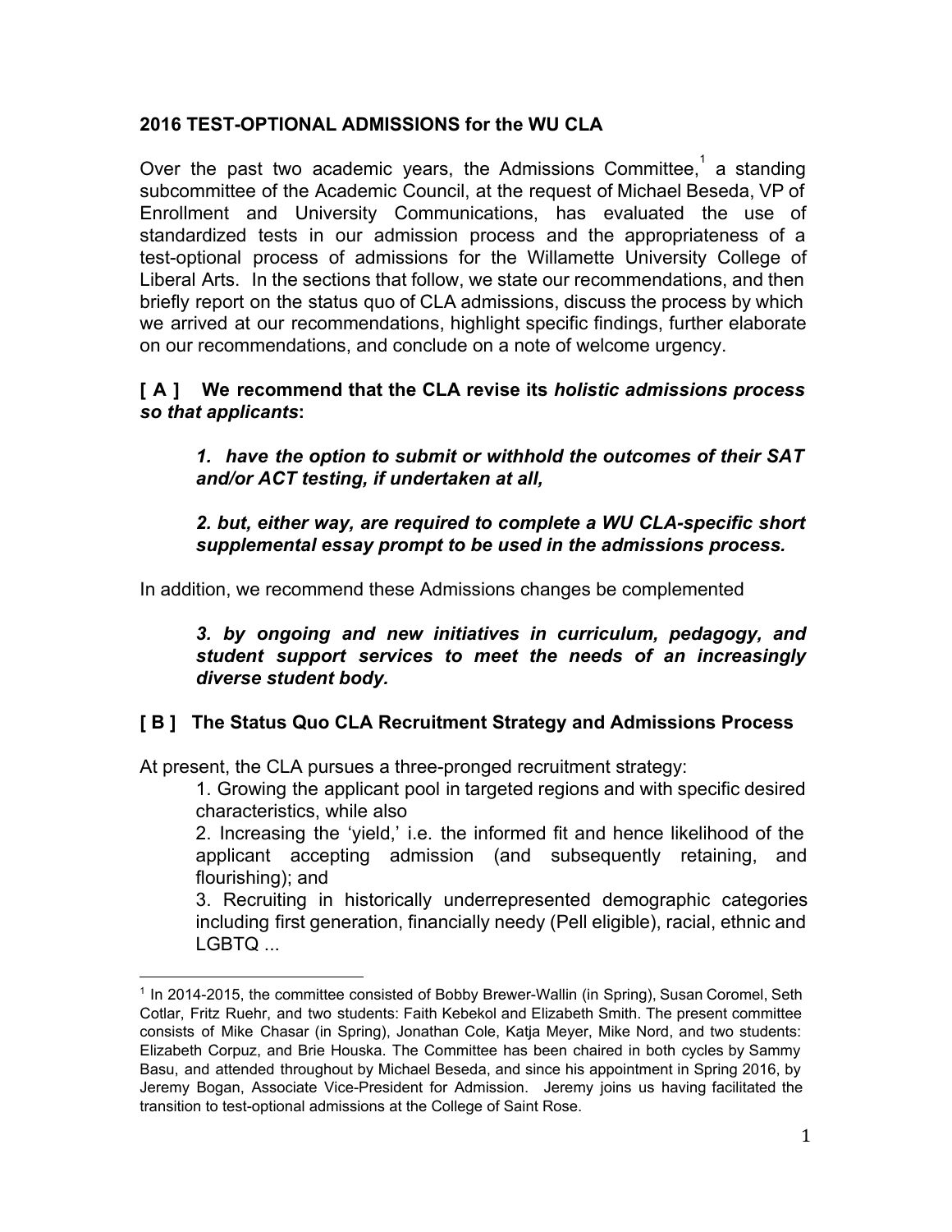## 2016 TEST-OPTIONAL ADMISSIONS for the WU CLA

Over the past two academic years, the Admissions Committee,[1] a standing subcommittee of the Academic Council, at the request of Michael Beseda, VP of Enrollment and University Communications, has evaluated the use of standardized tests in our admission process and the appropriateness of a test-optional process of admissions for the Willamette University College of Liberal Arts. In the sections that follow, we state our recommendations, and then briefly report on the status quo of CLA admissions, discuss the process by which we arrived at our recommendations, highlight specific findings, further elaborate on our recommendations, and conclude on a note of welcome urgency.

### [ A ] We recommend that the CLA revise its *holistic admissions process so that applicants*:

> ***1. have the option to submit or withhold the outcomes of their SAT and/or ACT testing, if undertaken at all,***
>
> ***2. but, either way, are required to complete a WU CLA-specific short supplemental essay prompt to be used in the admissions process.***

In addition, we recommend these Admissions changes be complemented

> ***3. by ongoing and new initiatives in curriculum, pedagogy, and student support services to meet the needs of an increasingly diverse student body.***

### [ B ] The Status Quo CLA Recruitment Strategy and Admissions Process

At present, the CLA pursues a three-pronged recruitment strategy:

1. Growing the applicant pool in targeted regions and with specific desired characteristics, while also
2. Increasing the 'yield,' i.e. the informed fit and hence likelihood of the applicant accepting admission (and subsequently retaining, and flourishing); and
3. Recruiting in historically underrepresented demographic categories including first generation, financially needy (Pell eligible), racial, ethnic and LGBTQ ...

---

[1] In 2014-2015, the committee consisted of Bobby Brewer-Wallin (in Spring), Susan Coromel, Seth Cotlar, Fritz Ruehr, and two students: Faith Kebekol and Elizabeth Smith. The present committee consists of Mike Chasar (in Spring), Jonathan Cole, Katja Meyer, Mike Nord, and two students: Elizabeth Corpuz, and Brie Houska. The Committee has been chaired in both cycles by Sammy Basu, and attended throughout by Michael Beseda, and since his appointment in Spring 2016, by Jeremy Bogan, Associate Vice-President for Admission. Jeremy joins us having facilitated the transition to test-optional admissions at the College of Saint Rose.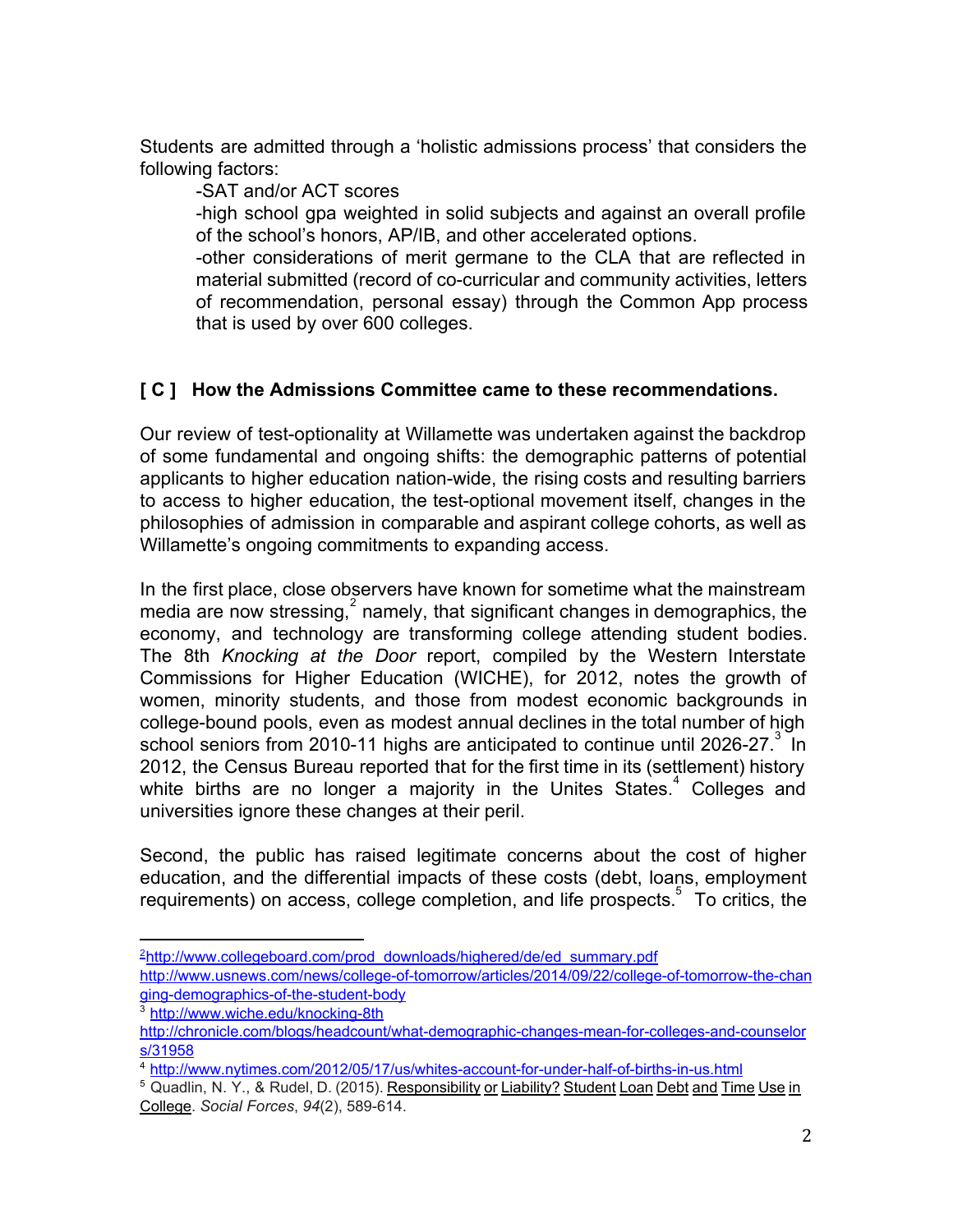Students are admitted through a 'holistic admissions process' that considers the following factors:

- -SAT and/or ACT scores
- -high school gpa weighted in solid subjects and against an overall profile of the school's honors, AP/IB, and other accelerated options.
- -other considerations of merit germane to the CLA that are reflected in material submitted (record of co-curricular and community activities, letters of recommendation, personal essay) through the Common App process that is used by over 600 colleges.

**[ C ] How the Admissions Committee came to these recommendations.**

Our review of test-optionality at Willamette was undertaken against the backdrop of some fundamental and ongoing shifts: the demographic patterns of potential applicants to higher education nation-wide, the rising costs and resulting barriers to access to higher education, the test-optional movement itself, changes in the philosophies of admission in comparable and aspirant college cohorts, as well as Willamette's ongoing commitments to expanding access.

In the first place, close observers have known for sometime what the mainstream media are now stressing,[2] namely, that significant changes in demographics, the economy, and technology are transforming college attending student bodies. The 8th *Knocking at the Door* report, compiled by the Western Interstate Commissions for Higher Education (WICHE), for 2012, notes the growth of women, minority students, and those from modest economic backgrounds in college-bound pools, even as modest annual declines in the total number of high school seniors from 2010-11 highs are anticipated to continue until 2026-27.[3] In 2012, the Census Bureau reported that for the first time in its (settlement) history white births are no longer a majority in the Unites States.[4] Colleges and universities ignore these changes at their peril.

Second, the public has raised legitimate concerns about the cost of higher education, and the differential impacts of these costs (debt, loans, employment requirements) on access, college completion, and life prospects.[5] To critics, the

---

[2] http://www.collegeboard.com/prod_downloads/highered/de/ed_summary.pdf
http://www.usnews.com/news/college-of-tomorrow/articles/2014/09/22/college-of-tomorrow-the-changing-demographics-of-the-student-body

[3] http://www.wiche.edu/knocking-8th
http://chronicle.com/blogs/headcount/what-demographic-changes-mean-for-colleges-and-counselors/31958

[4] http://www.nytimes.com/2012/05/17/us/whites-account-for-under-half-of-births-in-us.html

[5] Quadlin, N. Y., & Rudel, D. (2015). Responsibility or Liability? Student Loan Debt and Time Use in College. *Social Forces*, *94*(2), 589-614.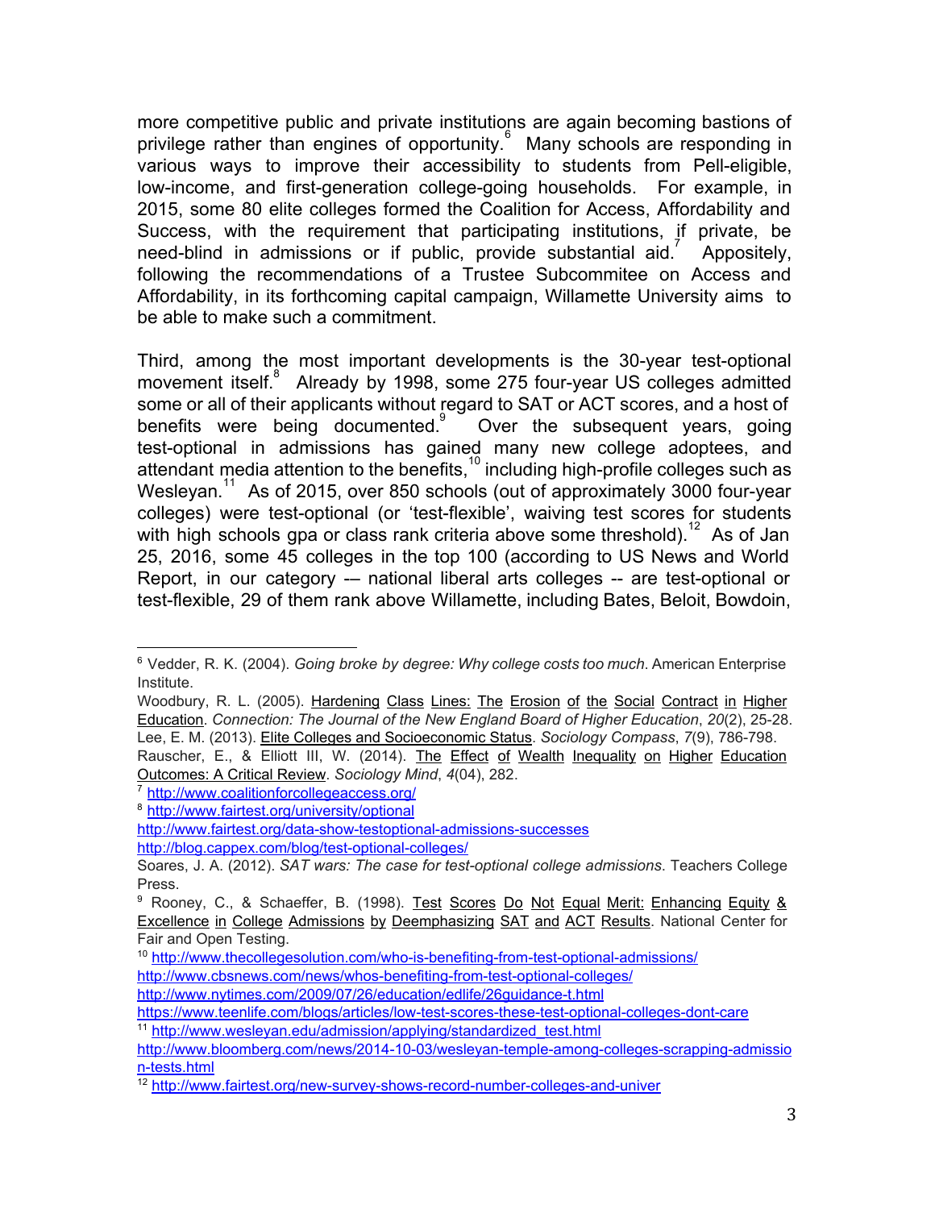more competitive public and private institutions are again becoming bastions of privilege rather than engines of opportunity.[6] Many schools are responding in various ways to improve their accessibility to students from Pell-eligible, low-income, and first-generation college-going households. For example, in 2015, some 80 elite colleges formed the Coalition for Access, Affordability and Success, with the requirement that participating institutions, if private, be need-blind in admissions or if public, provide substantial aid.[7] Appositely, following the recommendations of a Trustee Subcommitee on Access and Affordability, in its forthcoming capital campaign, Willamette University aims to be able to make such a commitment.

Third, among the most important developments is the 30-year test-optional movement itself.[8] Already by 1998, some 275 four-year US colleges admitted some or all of their applicants without regard to SAT or ACT scores, and a host of benefits were being documented.[9] Over the subsequent years, going test-optional in admissions has gained many new college adoptees, and attendant media attention to the benefits,[10] including high-profile colleges such as Wesleyan.[11] As of 2015, over 850 schools (out of approximately 3000 four-year colleges) were test-optional (or 'test-flexible', waiving test scores for students with high schools gpa or class rank criteria above some threshold).[12] As of Jan 25, 2016, some 45 colleges in the top 100 (according to US News and World Report, in our category -– national liberal arts colleges -- are test-optional or test-flexible, 29 of them rank above Willamette, including Bates, Beloit, Bowdoin,

---

[6] Vedder, R. K. (2004). *Going broke by degree: Why college costs too much*. American Enterprise Institute.
Woodbury, R. L. (2005). Hardening Class Lines: The Erosion of the Social Contract in Higher Education. *Connection: The Journal of the New England Board of Higher Education*, *20*(2), 25-28.
Lee, E. M. (2013). Elite Colleges and Socioeconomic Status. *Sociology Compass*, *7*(9), 786-798.
Rauscher, E., & Elliott III, W. (2014). The Effect of Wealth Inequality on Higher Education Outcomes: A Critical Review. *Sociology Mind*, *4*(04), 282.

[7] http://www.coalitionforcollegeaccess.org/

[8] http://www.fairtest.org/university/optional
http://www.fairtest.org/data-show-testoptional-admissions-successes
http://blog.cappex.com/blog/test-optional-colleges/
Soares, J. A. (2012). *SAT wars: The case for test-optional college admissions*. Teachers College Press.

[9] Rooney, C., & Schaeffer, B. (1998). Test Scores Do Not Equal Merit: Enhancing Equity & Excellence in College Admissions by Deemphasizing SAT and ACT Results. National Center for Fair and Open Testing.

[10] http://www.thecollegesolution.com/who-is-benefiting-from-test-optional-admissions/
http://www.cbsnews.com/news/whos-benefiting-from-test-optional-colleges/
http://www.nytimes.com/2009/07/26/education/edlife/26guidance-t.html
https://www.teenlife.com/blogs/articles/low-test-scores-these-test-optional-colleges-dont-care

[11] http://www.wesleyan.edu/admission/applying/standardized_test.html
http://www.bloomberg.com/news/2014-10-03/wesleyan-temple-among-colleges-scrapping-admission-tests.html

[12] http://www.fairtest.org/new-survey-shows-record-number-colleges-and-univer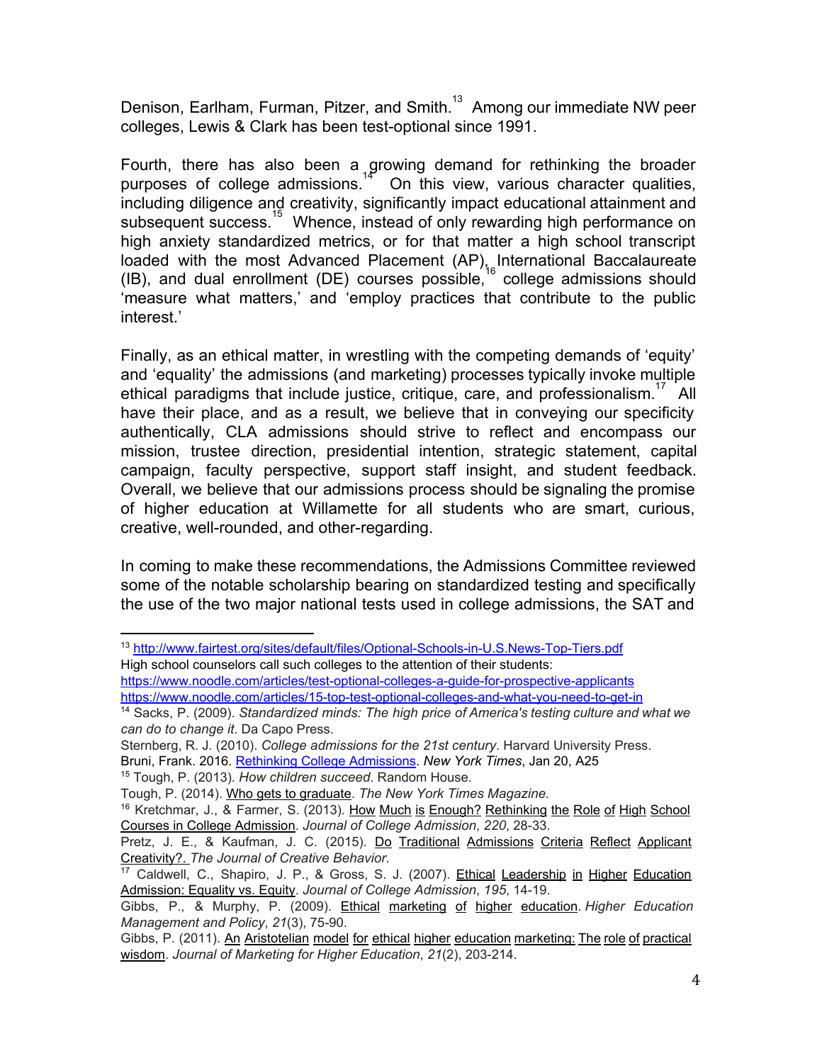Denison, Earlham, Furman, Pitzer, and Smith.[13] Among our immediate NW peer colleges, Lewis & Clark has been test-optional since 1991.

Fourth, there has also been a growing demand for rethinking the broader purposes of college admissions.[14] On this view, various character qualities, including diligence and creativity, significantly impact educational attainment and subsequent success.[15] Whence, instead of only rewarding high performance on high anxiety standardized metrics, or for that matter a high school transcript loaded with the most Advanced Placement (AP), International Baccalaureate (IB), and dual enrollment (DE) courses possible,[16] college admissions should 'measure what matters,' and 'employ practices that contribute to the public interest.'

Finally, as an ethical matter, in wrestling with the competing demands of 'equity' and 'equality' the admissions (and marketing) processes typically invoke multiple ethical paradigms that include justice, critique, care, and professionalism.[17] All have their place, and as a result, we believe that in conveying our specificity authentically, CLA admissions should strive to reflect and encompass our mission, trustee direction, presidential intention, strategic statement, capital campaign, faculty perspective, support staff insight, and student feedback. Overall, we believe that our admissions process should be signaling the promise of higher education at Willamette for all students who are smart, curious, creative, well-rounded, and other-regarding.

In coming to make these recommendations, the Admissions Committee reviewed some of the notable scholarship bearing on standardized testing and specifically the use of the two major national tests used in college admissions, the SAT and

---

[13] http://www.fairtest.org/sites/default/files/Optional-Schools-in-U.S.News-Top-Tiers.pdf
High school counselors call such colleges to the attention of their students:
https://www.noodle.com/articles/test-optional-colleges-a-guide-for-prospective-applicants
https://www.noodle.com/articles/15-top-test-optional-colleges-and-what-you-need-to-get-in

[14] Sacks, P. (2009). *Standardized minds: The high price of America's testing culture and what we can do to change it*. Da Capo Press.
Sternberg, R. J. (2010). *College admissions for the 21st century*. Harvard University Press.
Bruni, Frank. 2016. Rethinking College Admissions. *New York Times*, Jan 20, A25

[15] Tough, P. (2013). *How children succeed*. Random House.
Tough, P. (2014). Who gets to graduate. *The New York Times Magazine.*

[16] Kretchmar, J., & Farmer, S. (2013). How Much is Enough? Rethinking the Role of High School Courses in College Admission. *Journal of College Admission*, *220*, 28-33.
Pretz, J. E., & Kaufman, J. C. (2015). Do Traditional Admissions Criteria Reflect Applicant Creativity?. *The Journal of Creative Behavior*.

[17] Caldwell, C., Shapiro, J. P., & Gross, S. J. (2007). Ethical Leadership in Higher Education Admission: Equality vs. Equity. *Journal of College Admission*, *195*, 14-19.
Gibbs, P., & Murphy, P. (2009). Ethical marketing of higher education. *Higher Education Management and Policy*, *21*(3), 75-90.
Gibbs, P. (2011). An Aristotelian model for ethical higher education marketing: The role of practical wisdom. *Journal of Marketing for Higher Education*, *21*(2), 203-214.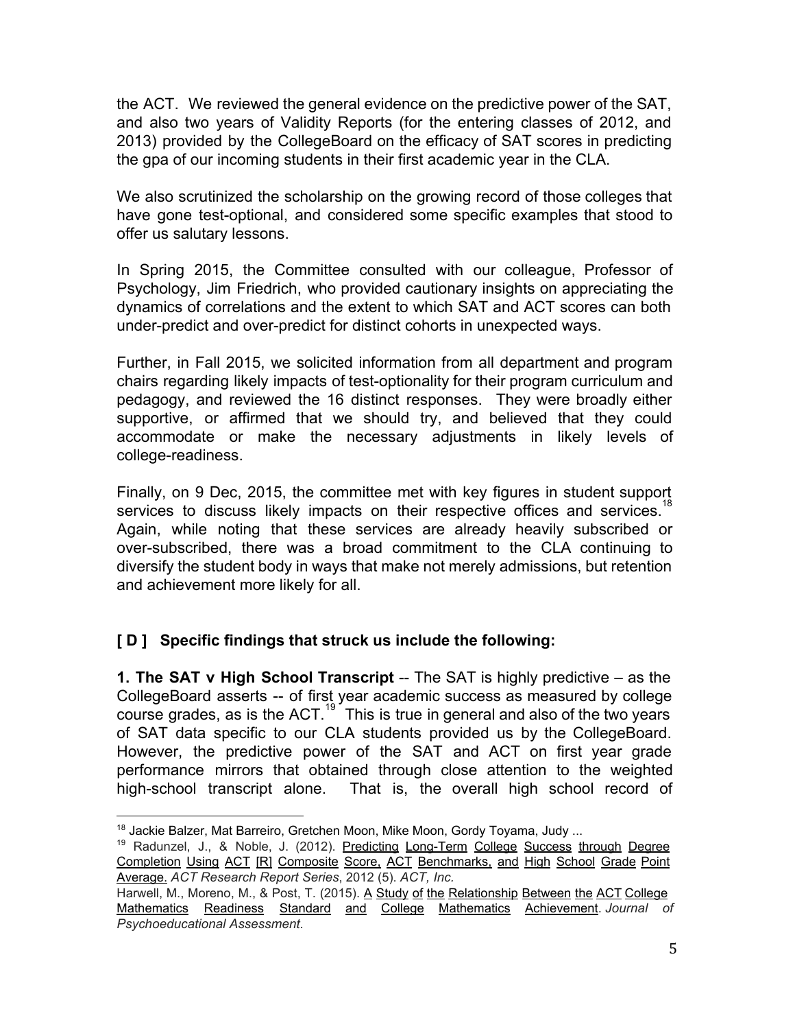the ACT. We reviewed the general evidence on the predictive power of the SAT, and also two years of Validity Reports (for the entering classes of 2012, and 2013) provided by the CollegeBoard on the efficacy of SAT scores in predicting the gpa of our incoming students in their first academic year in the CLA.

We also scrutinized the scholarship on the growing record of those colleges that have gone test-optional, and considered some specific examples that stood to offer us salutary lessons.

In Spring 2015, the Committee consulted with our colleague, Professor of Psychology, Jim Friedrich, who provided cautionary insights on appreciating the dynamics of correlations and the extent to which SAT and ACT scores can both under-predict and over-predict for distinct cohorts in unexpected ways.

Further, in Fall 2015, we solicited information from all department and program chairs regarding likely impacts of test-optionality for their program curriculum and pedagogy, and reviewed the 16 distinct responses. They were broadly either supportive, or affirmed that we should try, and believed that they could accommodate or make the necessary adjustments in likely levels of college-readiness.

Finally, on 9 Dec, 2015, the committee met with key figures in student support services to discuss likely impacts on their respective offices and services.[18] Again, while noting that these services are already heavily subscribed or over-subscribed, there was a broad commitment to the CLA continuing to diversify the student body in ways that make not merely admissions, but retention and achievement more likely for all.

### [ D ] Specific findings that struck us include the following:

**1. The SAT v High School Transcript** -- The SAT is highly predictive – as the CollegeBoard asserts -- of first year academic success as measured by college course grades, as is the ACT.[19] This is true in general and also of the two years of SAT data specific to our CLA students provided us by the CollegeBoard. However, the predictive power of the SAT and ACT on first year grade performance mirrors that obtained through close attention to the weighted high-school transcript alone. That is, the overall high school record of

---

[18] Jackie Balzer, Mat Barreiro, Gretchen Moon, Mike Moon, Gordy Toyama, Judy ...

[19] Radunzel, J., & Noble, J. (2012). Predicting Long-Term College Success through Degree Completion Using ACT [R] Composite Score, ACT Benchmarks, and High School Grade Point Average. *ACT Research Report Series*, 2012 (5). *ACT, Inc.*

Harwell, M., Moreno, M., & Post, T. (2015). A Study of the Relationship Between the ACT College Mathematics Readiness Standard and College Mathematics Achievement. *Journal of Psychoeducational Assessment*.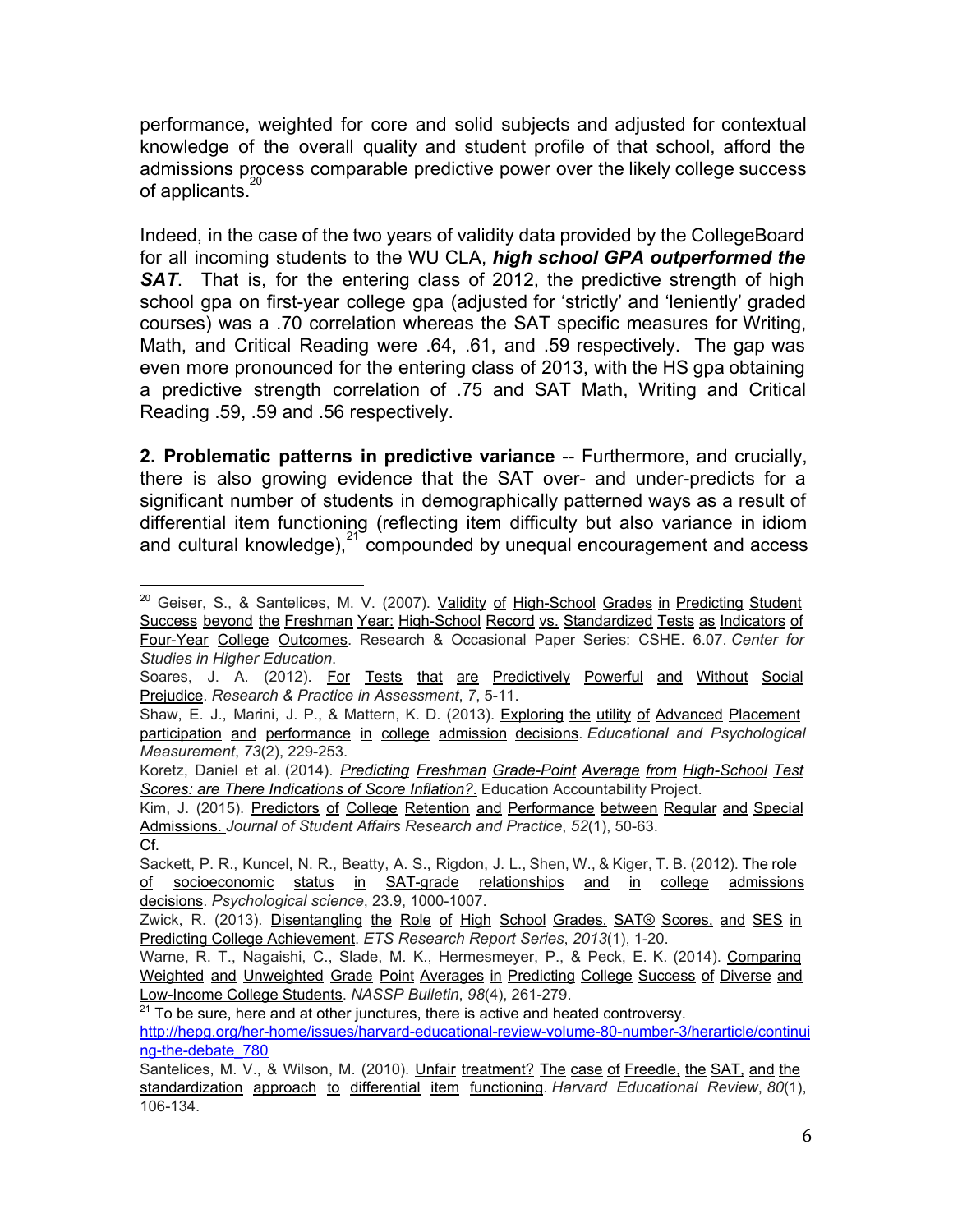performance, weighted for core and solid subjects and adjusted for contextual knowledge of the overall quality and student profile of that school, afford the admissions process comparable predictive power over the likely college success of applicants.[20]

Indeed, in the case of the two years of validity data provided by the CollegeBoard for all incoming students to the WU CLA, ***high school GPA outperformed the SAT***. That is, for the entering class of 2012, the predictive strength of high school gpa on first-year college gpa (adjusted for 'strictly' and 'leniently' graded courses) was a .70 correlation whereas the SAT specific measures for Writing, Math, and Critical Reading were .64, .61, and .59 respectively. The gap was even more pronounced for the entering class of 2013, with the HS gpa obtaining a predictive strength correlation of .75 and SAT Math, Writing and Critical Reading .59, .59 and .56 respectively.

**2. Problematic patterns in predictive variance** -- Furthermore, and crucially, there is also growing evidence that the SAT over- and under-predicts for a significant number of students in demographically patterned ways as a result of differential item functioning (reflecting item difficulty but also variance in idiom and cultural knowledge),[21] compounded by unequal encouragement and access

---

[20] Geiser, S., & Santelices, M. V. (2007). Validity of High-School Grades in Predicting Student Success beyond the Freshman Year: High-School Record vs. Standardized Tests as Indicators of Four-Year College Outcomes. Research & Occasional Paper Series: CSHE. 6.07. *Center for Studies in Higher Education*.

Soares, J. A. (2012). For Tests that are Predictively Powerful and Without Social Prejudice. *Research & Practice in Assessment*, *7*, 5-11.

Shaw, E. J., Marini, J. P., & Mattern, K. D. (2013). Exploring the utility of Advanced Placement participation and performance in college admission decisions. *Educational and Psychological Measurement*, *73*(2), 229-253.

Koretz, Daniel et al. (2014). *Predicting Freshman Grade-Point Average from High-School Test Scores: are There Indications of Score Inflation?*. Education Accountability Project.

Kim, J. (2015). Predictors of College Retention and Performance between Regular and Special Admissions. *Journal of Student Affairs Research and Practice*, *52*(1), 50-63.

Cf.

Sackett, P. R., Kuncel, N. R., Beatty, A. S., Rigdon, J. L., Shen, W., & Kiger, T. B. (2012). The role of socioeconomic status in SAT-grade relationships and in college admissions decisions. *Psychological science*, 23.9, 1000-1007.

Zwick, R. (2013). Disentangling the Role of High School Grades, SAT® Scores, and SES in Predicting College Achievement. *ETS Research Report Series*, *2013*(1), 1-20.

Warne, R. T., Nagaishi, C., Slade, M. K., Hermesmeyer, P., & Peck, E. K. (2014). Comparing Weighted and Unweighted Grade Point Averages in Predicting College Success of Diverse and Low-Income College Students. *NASSP Bulletin*, *98*(4), 261-279.

[21] To be sure, here and at other junctures, there is active and heated controversy.
http://hepg.org/her-home/issues/harvard-educational-review-volume-80-number-3/herarticle/continuing-the-debate_780

Santelices, M. V., & Wilson, M. (2010). Unfair treatment? The case of Freedle, the SAT, and the standardization approach to differential item functioning. *Harvard Educational Review*, *80*(1), 106-134.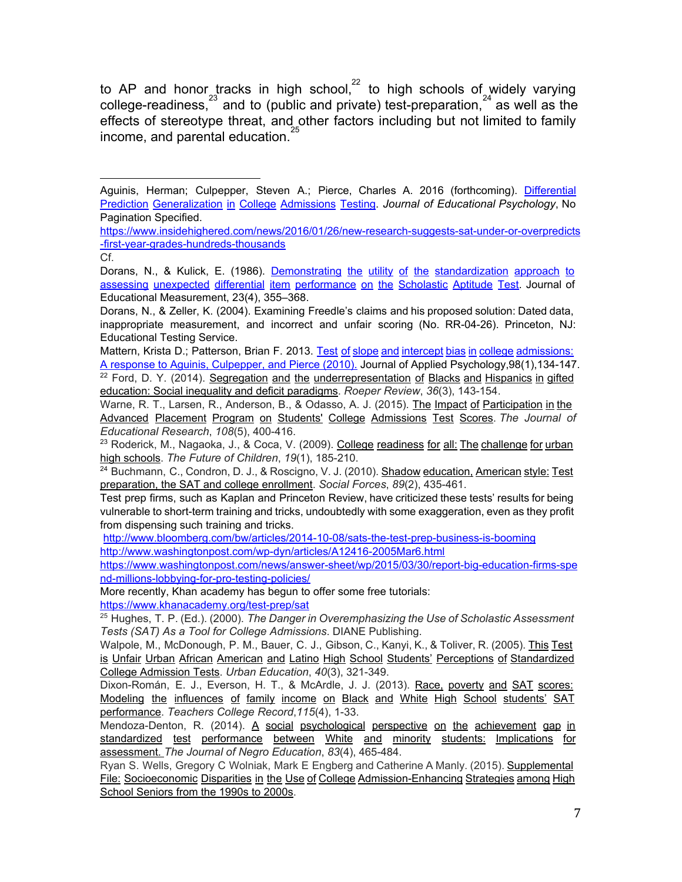to AP and honor tracks in high school,[22] to high schools of widely varying college-readiness,[23] and to (public and private) test-preparation,[24] as well as the effects of stereotype threat, and other factors including but not limited to family income, and parental education.[25]

---

Aguinis, Herman; Culpepper, Steven A.; Pierce, Charles A. 2016 (forthcoming). Differential Prediction Generalization in College Admissions Testing. *Journal of Educational Psychology*, No Pagination Specified.

https://www.insidehighered.com/news/2016/01/26/new-research-suggests-sat-under-or-overpredicts-first-year-grades-hundreds-thousands

Cf.

Dorans, N., & Kulick, E. (1986). Demonstrating the utility of the standardization approach to assessing unexpected differential item performance on the Scholastic Aptitude Test. Journal of Educational Measurement, 23(4), 355–368.

Dorans, N., & Zeller, K. (2004). Examining Freedle's claims and his proposed solution: Dated data, inappropriate measurement, and incorrect and unfair scoring (No. RR-04-26). Princeton, NJ: Educational Testing Service.

Mattern, Krista D.; Patterson, Brian F. 2013. Test of slope and intercept bias in college admissions: A response to Aguinis, Culpepper, and Pierce (2010). Journal of Applied Psychology,98(1),134-147.

[22] Ford, D. Y. (2014). Segregation and the underrepresentation of Blacks and Hispanics in gifted education: Social inequality and deficit paradigms. *Roeper Review*, *36*(3), 143-154.

Warne, R. T., Larsen, R., Anderson, B., & Odasso, A. J. (2015). The Impact of Participation in the Advanced Placement Program on Students' College Admissions Test Scores. *The Journal of Educational Research*, *108*(5), 400-416.

[23] Roderick, M., Nagaoka, J., & Coca, V. (2009). College readiness for all: The challenge for urban high schools. *The Future of Children*, *19*(1), 185-210.

[24] Buchmann, C., Condron, D. J., & Roscigno, V. J. (2010). Shadow education, American style: Test preparation, the SAT and college enrollment. *Social Forces*, *89*(2), 435-461.

Test prep firms, such as Kaplan and Princeton Review, have criticized these tests' results for being vulnerable to short-term training and tricks, undoubtedly with some exaggeration, even as they profit from dispensing such training and tricks.

http://www.bloomberg.com/bw/articles/2014-10-08/sats-the-test-prep-business-is-booming

http://www.washingtonpost.com/wp-dyn/articles/A12416-2005Mar6.html

https://www.washingtonpost.com/news/answer-sheet/wp/2015/03/30/report-big-education-firms-spend-millions-lobbying-for-pro-testing-policies/

More recently, Khan academy has begun to offer some free tutorials:
https://www.khanacademy.org/test-prep/sat

[25] Hughes, T. P. (Ed.). (2000). *The Danger in Overemphasizing the Use of Scholastic Assessment Tests (SAT) As a Tool for College Admissions*. DIANE Publishing.

Walpole, M., McDonough, P. M., Bauer, C. J., Gibson, C., Kanyi, K., & Toliver, R. (2005). This Test is Unfair Urban African American and Latino High School Students' Perceptions of Standardized College Admission Tests. *Urban Education*, *40*(3), 321-349.

Dixon-Román, E. J., Everson, H. T., & McArdle, J. J. (2013). Race, poverty and SAT scores: Modeling the influences of family income on Black and White High School students' SAT performance. *Teachers College Record*,*115*(4), 1-33.

Mendoza-Denton, R. (2014). A social psychological perspective on the achievement gap in standardized test performance between White and minority students: Implications for assessment. *The Journal of Negro Education*, *83*(4), 465-484.

Ryan S. Wells, Gregory C Wolniak, Mark E Engberg and Catherine A Manly. (2015). Supplemental File: Socioeconomic Disparities in the Use of College Admission-Enhancing Strategies among High School Seniors from the 1990s to 2000s.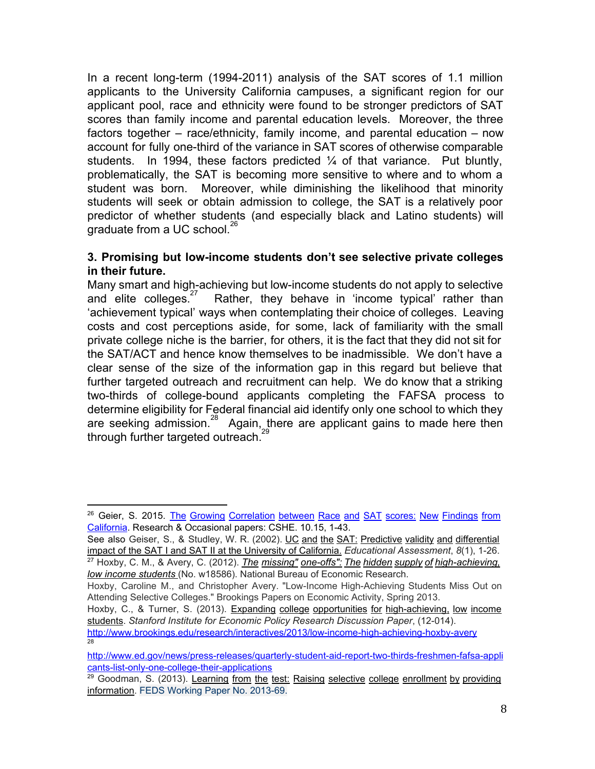In a recent long-term (1994-2011) analysis of the SAT scores of 1.1 million applicants to the University California campuses, a significant region for our applicant pool, race and ethnicity were found to be stronger predictors of SAT scores than family income and parental education levels. Moreover, the three factors together – race/ethnicity, family income, and parental education – now account for fully one-third of the variance in SAT scores of otherwise comparable students. In 1994, these factors predicted ¼ of that variance. Put bluntly, problematically, the SAT is becoming more sensitive to where and to whom a student was born. Moreover, while diminishing the likelihood that minority students will seek or obtain admission to college, the SAT is a relatively poor predictor of whether students (and especially black and Latino students) will graduate from a UC school.[26]

**3. Promising but low-income students don't see selective private colleges in their future.**

Many smart and high-achieving but low-income students do not apply to selective and elite colleges.[27] Rather, they behave in 'income typical' rather than 'achievement typical' ways when contemplating their choice of colleges. Leaving costs and cost perceptions aside, for some, lack of familiarity with the small private college niche is the barrier, for others, it is the fact that they did not sit for the SAT/ACT and hence know themselves to be inadmissible. We don't have a clear sense of the size of the information gap in this regard but believe that further targeted outreach and recruitment can help. We do know that a striking two-thirds of college-bound applicants completing the FAFSA process to determine eligibility for Federal financial aid identify only one school to which they are seeking admission.[28] Again, there are applicant gains to made here then through further targeted outreach.[29]

---

[26] Geier, S. 2015. The Growing Correlation between Race and SAT scores: New Findings from California. Research & Occasional papers: CSHE. 10.15, 1-43.
See also Geiser, S., & Studley, W. R. (2002). UC and the SAT: Predictive validity and differential impact of the SAT I and SAT II at the University of California. *Educational Assessment*, *8*(1), 1-26.

[27] Hoxby, C. M., & Avery, C. (2012). *The missing" one-offs": The hidden supply of high-achieving, low income students* (No. w18586). National Bureau of Economic Research.
Hoxby, Caroline M., and Christopher Avery. "Low-Income High-Achieving Students Miss Out on Attending Selective Colleges." Brookings Papers on Economic Activity, Spring 2013.
Hoxby, C., & Turner, S. (2013). Expanding college opportunities for high-achieving, low income students. *Stanford Institute for Economic Policy Research Discussion Paper*, (12-014).
http://www.brookings.edu/research/interactives/2013/low-income-high-achieving-hoxby-avery

[28] http://www.ed.gov/news/press-releases/quarterly-student-aid-report-two-thirds-freshmen-fafsa-applicants-list-only-one-college-their-applications

[29] Goodman, S. (2013). Learning from the test: Raising selective college enrollment by providing information. FEDS Working Paper No. 2013-69.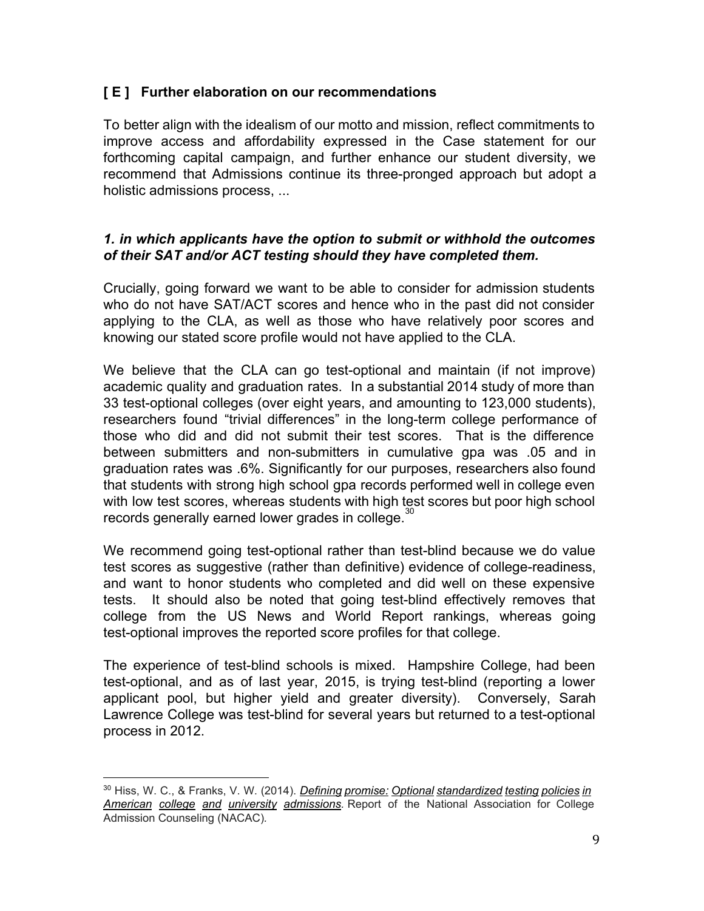## [ E ] Further elaboration on our recommendations

To better align with the idealism of our motto and mission, reflect commitments to improve access and affordability expressed in the Case statement for our forthcoming capital campaign, and further enhance our student diversity, we recommend that Admissions continue its three-pronged approach but adopt a holistic admissions process, ...

### *1. in which applicants have the option to submit or withhold the outcomes of their SAT and/or ACT testing should they have completed them.*

Crucially, going forward we want to be able to consider for admission students who do not have SAT/ACT scores and hence who in the past did not consider applying to the CLA, as well as those who have relatively poor scores and knowing our stated score profile would not have applied to the CLA.

We believe that the CLA can go test-optional and maintain (if not improve) academic quality and graduation rates. In a substantial 2014 study of more than 33 test-optional colleges (over eight years, and amounting to 123,000 students), researchers found "trivial differences" in the long-term college performance of those who did and did not submit their test scores. That is the difference between submitters and non-submitters in cumulative gpa was .05 and in graduation rates was .6%. Significantly for our purposes, researchers also found that students with strong high school gpa records performed well in college even with low test scores, whereas students with high test scores but poor high school records generally earned lower grades in college.[30]

We recommend going test-optional rather than test-blind because we do value test scores as suggestive (rather than definitive) evidence of college-readiness, and want to honor students who completed and did well on these expensive tests. It should also be noted that going test-blind effectively removes that college from the US News and World Report rankings, whereas going test-optional improves the reported score profiles for that college.

The experience of test-blind schools is mixed. Hampshire College, had been test-optional, and as of last year, 2015, is trying test-blind (reporting a lower applicant pool, but higher yield and greater diversity). Conversely, Sarah Lawrence College was test-blind for several years but returned to a test-optional process in 2012.

---

[30] Hiss, W. C., & Franks, V. W. (2014). *Defining promise: Optional standardized testing policies in American college and university admissions.* Report of the National Association for College Admission Counseling (NACAC).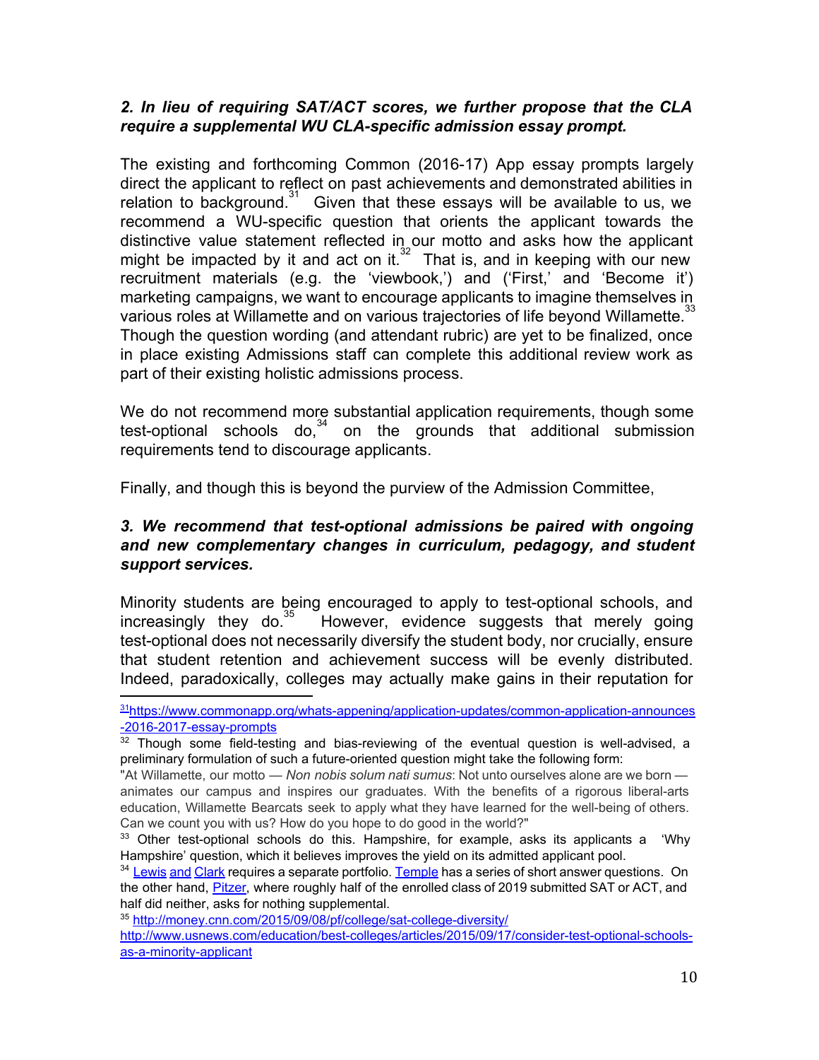***2. In lieu of requiring SAT/ACT scores, we further propose that the CLA require a supplemental WU CLA-specific admission essay prompt.***

The existing and forthcoming Common (2016-17) App essay prompts largely direct the applicant to reflect on past achievements and demonstrated abilities in relation to background.[31] Given that these essays will be available to us, we recommend a WU-specific question that orients the applicant towards the distinctive value statement reflected in our motto and asks how the applicant might be impacted by it and act on it.[32] That is, and in keeping with our new recruitment materials (e.g. the 'viewbook,') and ('First,' and 'Become it') marketing campaigns, we want to encourage applicants to imagine themselves in various roles at Willamette and on various trajectories of life beyond Willamette.[33] Though the question wording (and attendant rubric) are yet to be finalized, once in place existing Admissions staff can complete this additional review work as part of their existing holistic admissions process.

We do not recommend more substantial application requirements, though some test-optional schools do,[34] on the grounds that additional submission requirements tend to discourage applicants.

Finally, and though this is beyond the purview of the Admission Committee,

***3. We recommend that test-optional admissions be paired with ongoing and new complementary changes in curriculum, pedagogy, and student support services.***

Minority students are being encouraged to apply to test-optional schools, and increasingly they do.[35] However, evidence suggests that merely going test-optional does not necessarily diversify the student body, nor crucially, ensure that student retention and achievement success will be evenly distributed. Indeed, paradoxically, colleges may actually make gains in their reputation for

---

[31] https://www.commonapp.org/whats-appening/application-updates/common-application-announces-2016-2017-essay-prompts

[32] Though some field-testing and bias-reviewing of the eventual question is well-advised, a preliminary formulation of such a future-oriented question might take the following form:
"At Willamette, our motto — *Non nobis solum nati sumus*: Not unto ourselves alone are we born — animates our campus and inspires our graduates. With the benefits of a rigorous liberal-arts education, Willamette Bearcats seek to apply what they have learned for the well-being of others. Can we count you with us? How do you hope to do good in the world?"

[33] Other test-optional schools do this. Hampshire, for example, asks its applicants a 'Why Hampshire' question, which it believes improves the yield on its admitted applicant pool.

[34] Lewis and Clark requires a separate portfolio. Temple has a series of short answer questions. On the other hand, Pitzer, where roughly half of the enrolled class of 2019 submitted SAT or ACT, and half did neither, asks for nothing supplemental.

[35] http://money.cnn.com/2015/09/08/pf/college/sat-college-diversity/
http://www.usnews.com/education/best-colleges/articles/2015/09/17/consider-test-optional-schools-as-a-minority-applicant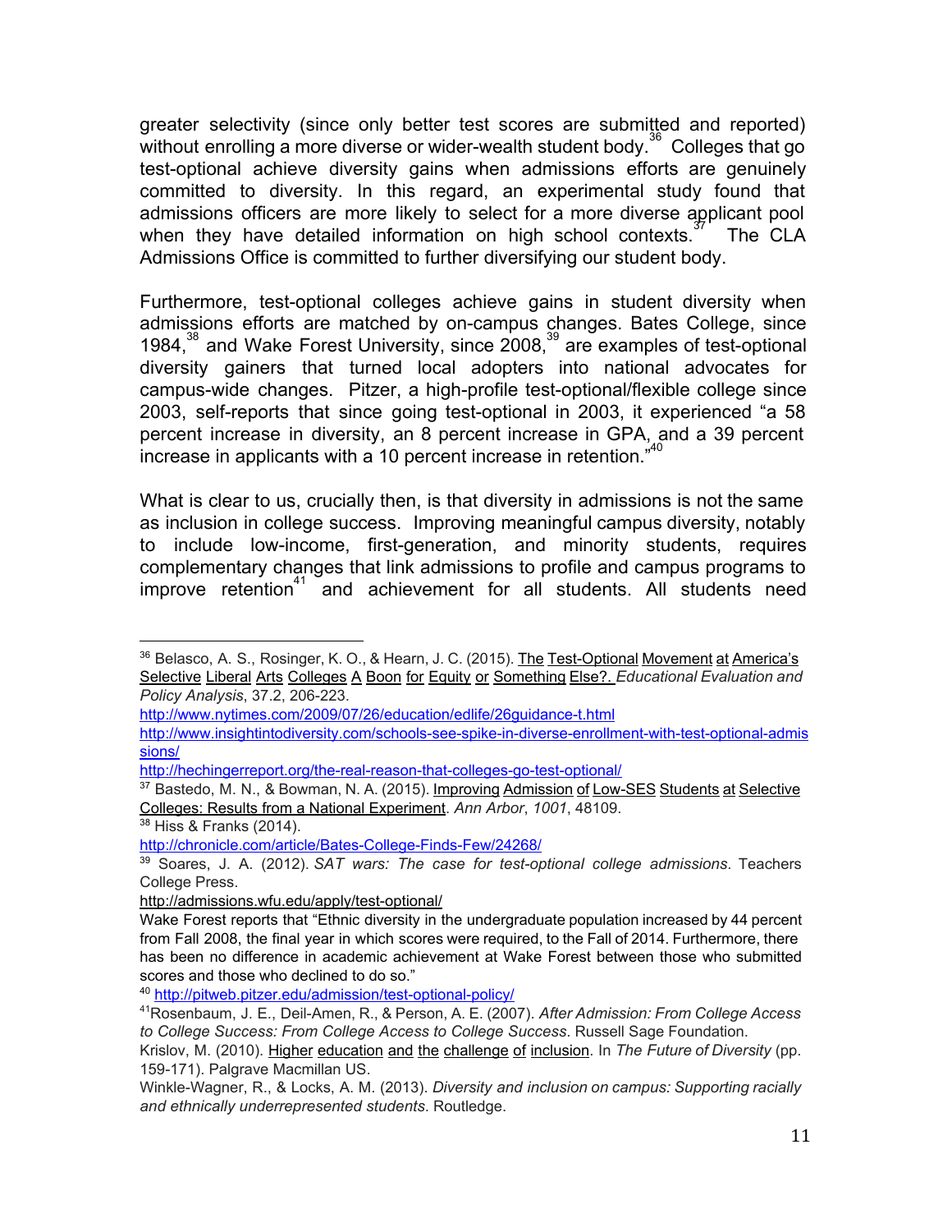greater selectivity (since only better test scores are submitted and reported) without enrolling a more diverse or wider-wealth student body.[36] Colleges that go test-optional achieve diversity gains when admissions efforts are genuinely committed to diversity. In this regard, an experimental study found that admissions officers are more likely to select for a more diverse applicant pool when they have detailed information on high school contexts.[37] The CLA Admissions Office is committed to further diversifying our student body.

Furthermore, test-optional colleges achieve gains in student diversity when admissions efforts are matched by on-campus changes. Bates College, since 1984,[38] and Wake Forest University, since 2008,[39] are examples of test-optional diversity gainers that turned local adopters into national advocates for campus-wide changes. Pitzer, a high-profile test-optional/flexible college since 2003, self-reports that since going test-optional in 2003, it experienced "a 58 percent increase in diversity, an 8 percent increase in GPA, and a 39 percent increase in applicants with a 10 percent increase in retention."[40]

What is clear to us, crucially then, is that diversity in admissions is not the same as inclusion in college success. Improving meaningful campus diversity, notably to include low-income, first-generation, and minority students, requires complementary changes that link admissions to profile and campus programs to improve retention[41] and achievement for all students. All students need

---

[36] Belasco, A. S., Rosinger, K. O., & Hearn, J. C. (2015). The Test-Optional Movement at America's Selective Liberal Arts Colleges A Boon for Equity or Something Else?. *Educational Evaluation and Policy Analysis*, 37.2, 206-223.
http://www.nytimes.com/2009/07/26/education/edlife/26guidance-t.html
http://www.insightintodiversity.com/schools-see-spike-in-diverse-enrollment-with-test-optional-admissions/
http://hechingerreport.org/the-real-reason-that-colleges-go-test-optional/

[37] Bastedo, M. N., & Bowman, N. A. (2015). Improving Admission of Low-SES Students at Selective Colleges: Results from a National Experiment. *Ann Arbor*, *1001*, 48109.

[38] Hiss & Franks (2014).
http://chronicle.com/article/Bates-College-Finds-Few/24268/

[39] Soares, J. A. (2012). *SAT wars: The case for test-optional college admissions*. Teachers College Press.
http://admissions.wfu.edu/apply/test-optional/
Wake Forest reports that "Ethnic diversity in the undergraduate population increased by 44 percent from Fall 2008, the final year in which scores were required, to the Fall of 2014. Furthermore, there has been no difference in academic achievement at Wake Forest between those who submitted scores and those who declined to do so."

[40] http://pitweb.pitzer.edu/admission/test-optional-policy/

[41] Rosenbaum, J. E., Deil-Amen, R., & Person, A. E. (2007). *After Admission: From College Access to College Success: From College Access to College Success*. Russell Sage Foundation.
Krislov, M. (2010). Higher education and the challenge of inclusion. In *The Future of Diversity* (pp. 159-171). Palgrave Macmillan US.
Winkle-Wagner, R., & Locks, A. M. (2013). *Diversity and inclusion on campus: Supporting racially and ethnically underrepresented students*. Routledge.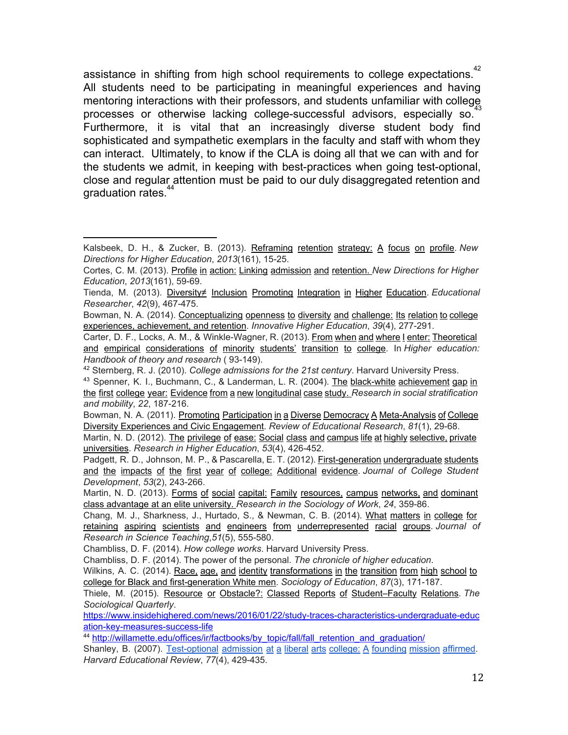assistance in shifting from high school requirements to college expectations.[42] All students need to be participating in meaningful experiences and having mentoring interactions with their professors, and students unfamiliar with college processes or otherwise lacking college-successful advisors, especially so.[43] Furthermore, it is vital that an increasingly diverse student body find sophisticated and sympathetic exemplars in the faculty and staff with whom they can interact. Ultimately, to know if the CLA is doing all that we can with and for the students we admit, in keeping with best-practices when going test-optional, close and regular attention must be paid to our duly disaggregated retention and graduation rates.[44]

---

Kalsbeek, D. H., & Zucker, B. (2013). Reframing retention strategy: A focus on profile. *New Directions for Higher Education*, *2013*(161), 15-25.

Cortes, C. M. (2013). Profile in action: Linking admission and retention. *New Directions for Higher Education*, *2013*(161), 59-69.

Tienda, M. (2013). Diversity≠ Inclusion Promoting Integration in Higher Education. *Educational Researcher*, *42*(9), 467-475.

Bowman, N. A. (2014). Conceptualizing openness to diversity and challenge: Its relation to college experiences, achievement, and retention. *Innovative Higher Education*, *39*(4), 277-291.

Carter, D. F., Locks, A. M., & Winkle-Wagner, R. (2013). From when and where I enter: Theoretical and empirical considerations of minority students' transition to college. In *Higher education: Handbook of theory and research* ( 93-149).

[42] Sternberg, R. J. (2010). *College admissions for the 21st century*. Harvard University Press.

[43] Spenner, K. I., Buchmann, C., & Landerman, L. R. (2004). The black-white achievement gap in the first college year: Evidence from a new longitudinal case study. *Research in social stratification and mobility*, *22*, 187-216.

Bowman, N. A. (2011). Promoting Participation in a Diverse Democracy A Meta-Analysis of College Diversity Experiences and Civic Engagement. *Review of Educational Research*, *81*(1), 29-68.

Martin, N. D. (2012). The privilege of ease: Social class and campus life at highly selective, private universities. *Research in Higher Education*, *53*(4), 426-452.

Padgett, R. D., Johnson, M. P., & Pascarella, E. T. (2012). First-generation undergraduate students and the impacts of the first year of college: Additional evidence. *Journal of College Student Development*, *53*(2), 243-266.

Martin, N. D. (2013). Forms of social capital: Family resources, campus networks, and dominant class advantage at an elite university. *Research in the Sociology of Work*, *24*, 359-86.

Chang, M. J., Sharkness, J., Hurtado, S., & Newman, C. B. (2014). What matters in college for retaining aspiring scientists and engineers from underrepresented racial groups. *Journal of Research in Science Teaching*,*51*(5), 555-580.

Chambliss, D. F. (2014). *How college works*. Harvard University Press.

Chambliss, D. F. (2014). The power of the personal. *The chronicle of higher education*.

Wilkins, A. C. (2014). Race, age, and identity transformations in the transition from high school to college for Black and first-generation White men. *Sociology of Education*, *87*(3), 171-187.

Thiele, M. (2015). Resource or Obstacle?: Classed Reports of Student–Faculty Relations. *The Sociological Quarterly*.

https://www.insidehighered.com/news/2016/01/22/study-traces-characteristics-undergraduate-education-key-measures-success-life

[44] http://willamette.edu/offices/ir/factbooks/by_topic/fall/fall_retention_and_graduation/

Shanley, B. (2007). Test-optional admission at a liberal arts college: A founding mission affirmed. *Harvard Educational Review*, *77*(4), 429-435.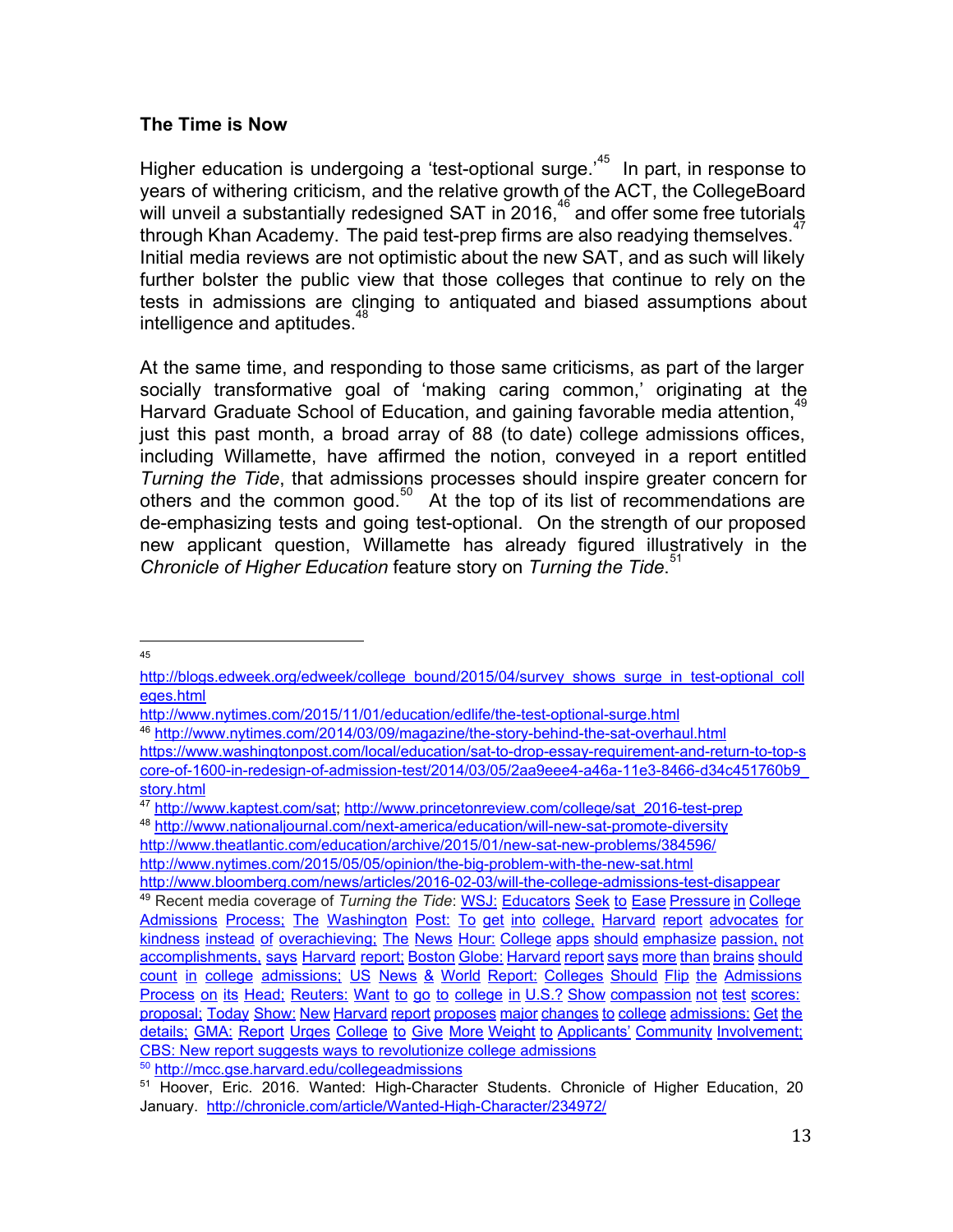**The Time is Now**

Higher education is undergoing a 'test-optional surge.'[45] In part, in response to years of withering criticism, and the relative growth of the ACT, the CollegeBoard will unveil a substantially redesigned SAT in 2016,[46] and offer some free tutorials through Khan Academy. The paid test-prep firms are also readying themselves.[47] Initial media reviews are not optimistic about the new SAT, and as such will likely further bolster the public view that those colleges that continue to rely on the tests in admissions are clinging to antiquated and biased assumptions about intelligence and aptitudes.[48]

At the same time, and responding to those same criticisms, as part of the larger socially transformative goal of 'making caring common,' originating at the Harvard Graduate School of Education, and gaining favorable media attention,[49] just this past month, a broad array of 88 (to date) college admissions offices, including Willamette, have affirmed the notion, conveyed in a report entitled *Turning the Tide*, that admissions processes should inspire greater concern for others and the common good.[50] At the top of its list of recommendations are de-emphasizing tests and going test-optional. On the strength of our proposed new applicant question, Willamette has already figured illustratively in the *Chronicle of Higher Education* feature story on *Turning the Tide*.[51]

---

[45] http://blogs.edweek.org/edweek/college_bound/2015/04/survey_shows_surge_in_test-optional_colleges.html
http://www.nytimes.com/2015/11/01/education/edlife/the-test-optional-surge.html

[46] http://www.nytimes.com/2014/03/09/magazine/the-story-behind-the-sat-overhaul.html
https://www.washingtonpost.com/local/education/sat-to-drop-essay-requirement-and-return-to-top-score-of-1600-in-redesign-of-admission-test/2014/03/05/2aa9eee4-a46a-11e3-8466-d34c451760b9_story.html

[47] http://www.kaptest.com/sat; http://www.princetonreview.com/college/sat_2016-test-prep

[48] http://www.nationaljournal.com/next-america/education/will-new-sat-promote-diversity
http://www.theatlantic.com/education/archive/2015/01/new-sat-new-problems/384596/
http://www.nytimes.com/2015/05/05/opinion/the-big-problem-with-the-new-sat.html
http://www.bloomberg.com/news/articles/2016-02-03/will-the-college-admissions-test-disappear

[49] Recent media coverage of *Turning the Tide*: WSJ: Educators Seek to Ease Pressure in College Admissions Process; The Washington Post: To get into college, Harvard report advocates for kindness instead of overachieving; The News Hour: College apps should emphasize passion, not accomplishments, says Harvard report; Boston Globe: Harvard report says more than brains should count in college admissions; US News & World Report: Colleges Should Flip the Admissions Process on its Head; Reuters: Want to go to college in U.S.? Show compassion not test scores: proposal; Today Show: New Harvard report proposes major changes to college admissions: Get the details; GMA: Report Urges College to Give More Weight to Applicants' Community Involvement; CBS: New report suggests ways to revolutionize college admissions

[50] http://mcc.gse.harvard.edu/collegeadmissions

[51] Hoover, Eric. 2016. Wanted: High-Character Students. Chronicle of Higher Education, 20 January. http://chronicle.com/article/Wanted-High-Character/234972/